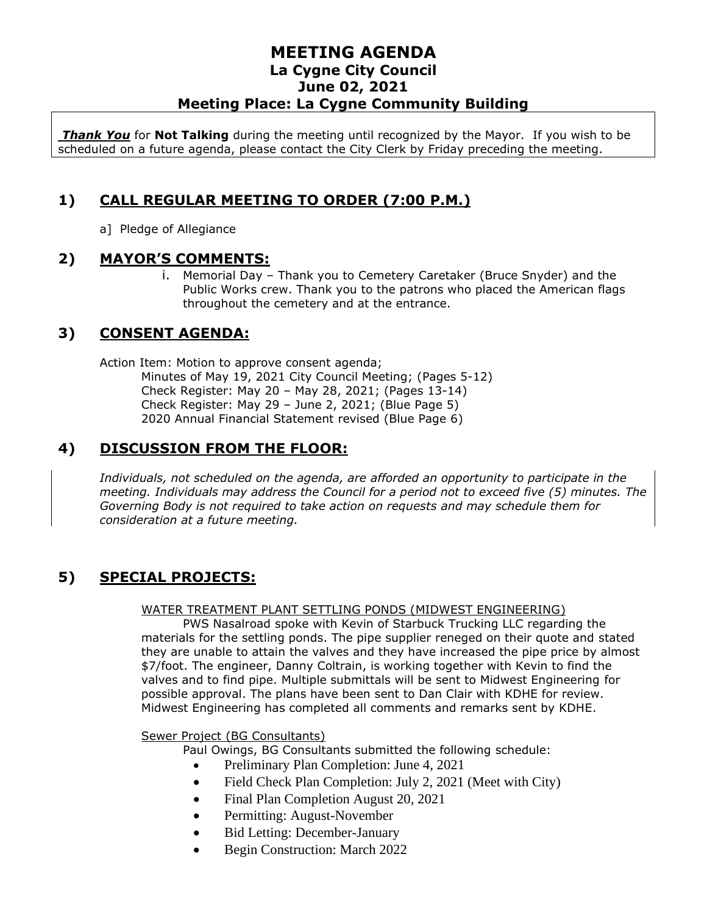# MEETING AGENDA

## La Cygne City Council

## June 02, 2021

## Meeting Place: La Cygne Community Building

***Thank You*** for **Not Talking** during the meeting until recognized by the Mayor. If you wish to be scheduled on a future agenda, please contact the City Clerk by Friday preceding the meeting.

## 1) CALL REGULAR MEETING TO ORDER (7:00 P.M.)

a] Pledge of Allegiance

## 2) MAYOR'S COMMENTS:

i. Memorial Day – Thank you to Cemetery Caretaker (Bruce Snyder) and the Public Works crew. Thank you to the patrons who placed the American flags throughout the cemetery and at the entrance.

## 3) CONSENT AGENDA:

Action Item: Motion to approve consent agenda;

Minutes of May 19, 2021 City Council Meeting; (Pages 5-12)
Check Register: May 20 – May 28, 2021; (Pages 13-14)
Check Register: May 29 – June 2, 2021; (Blue Page 5)
2020 Annual Financial Statement revised (Blue Page 6)

## 4) DISCUSSION FROM THE FLOOR:

*Individuals, not scheduled on the agenda, are afforded an opportunity to participate in the meeting. Individuals may address the Council for a period not to exceed five (5) minutes. The Governing Body is not required to take action on requests and may schedule them for consideration at a future meeting.*

## 5) SPECIAL PROJECTS:

WATER TREATMENT PLANT SETTLING PONDS (MIDWEST ENGINEERING)

PWS Nasalroad spoke with Kevin of Starbuck Trucking LLC regarding the materials for the settling ponds. The pipe supplier reneged on their quote and stated they are unable to attain the valves and they have increased the pipe price by almost $7/foot. The engineer, Danny Coltrain, is working together with Kevin to find the valves and to find pipe. Multiple submittals will be sent to Midwest Engineering for possible approval. The plans have been sent to Dan Clair with KDHE for review. Midwest Engineering has completed all comments and remarks sent by KDHE.

Sewer Project (BG Consultants)

Paul Owings, BG Consultants submitted the following schedule:

- Preliminary Plan Completion: June 4, 2021
- Field Check Plan Completion: July 2, 2021 (Meet with City)
- Final Plan Completion August 20, 2021
- Permitting: August-November
- Bid Letting: December-January
- Begin Construction: March 2022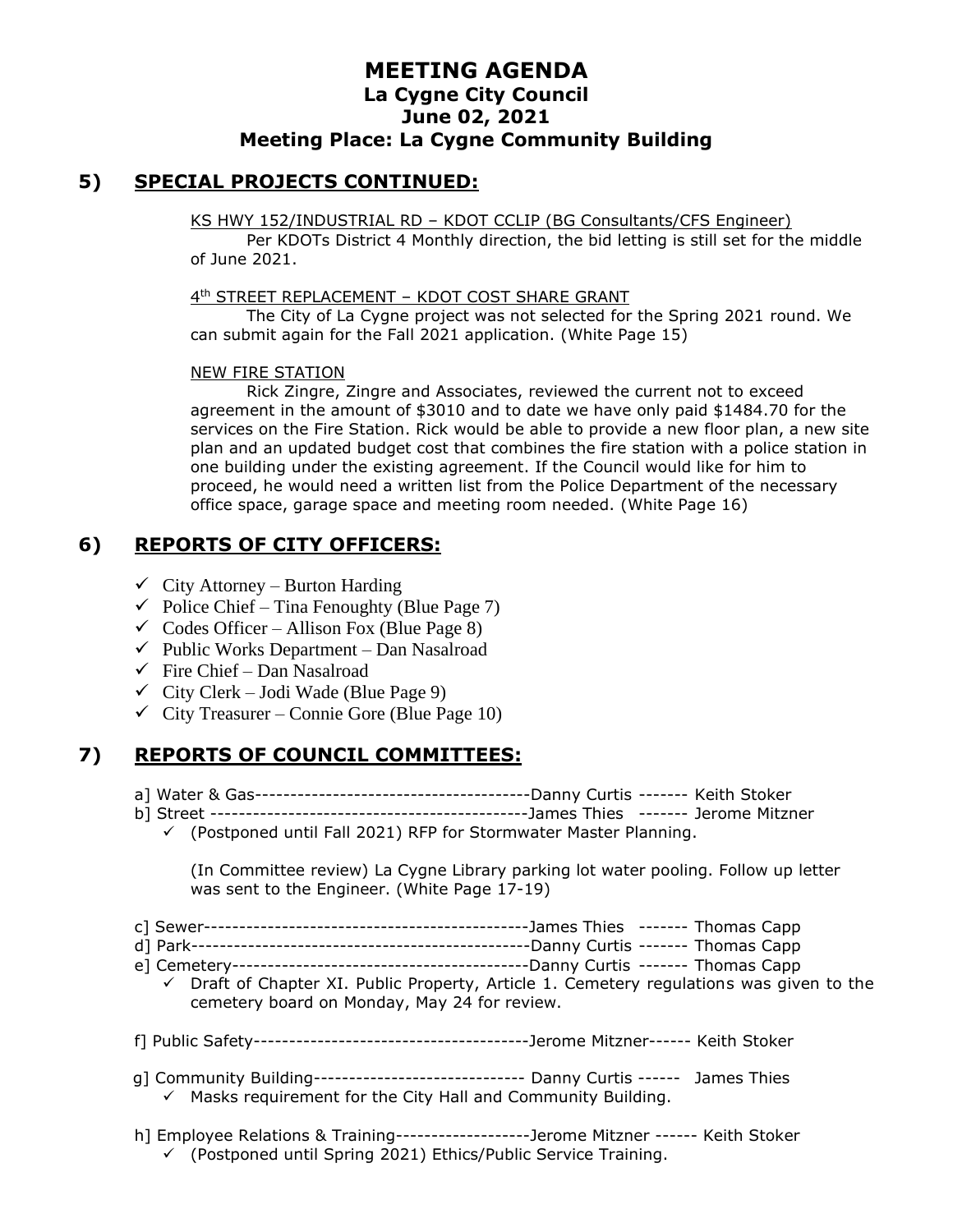# MEETING AGENDA
## La Cygne City Council
## June 02, 2021
## Meeting Place: La Cygne Community Building

## 5) SPECIAL PROJECTS CONTINUED:

KS HWY 152/INDUSTRIAL RD – KDOT CCLIP (BG Consultants/CFS Engineer)

Per KDOTs District 4 Monthly direction, the bid letting is still set for the middle of June 2021.

4th STREET REPLACEMENT – KDOT COST SHARE GRANT

The City of La Cygne project was not selected for the Spring 2021 round. We can submit again for the Fall 2021 application. (White Page 15)

NEW FIRE STATION

Rick Zingre, Zingre and Associates, reviewed the current not to exceed agreement in the amount of $3010 and to date we have only paid $1484.70 for the services on the Fire Station. Rick would be able to provide a new floor plan, a new site plan and an updated budget cost that combines the fire station with a police station in one building under the existing agreement. If the Council would like for him to proceed, he would need a written list from the Police Department of the necessary office space, garage space and meeting room needed. (White Page 16)

## 6) REPORTS OF CITY OFFICERS:

- ✓ City Attorney – Burton Harding
- ✓ Police Chief – Tina Fenoughty (Blue Page 7)
- ✓ Codes Officer – Allison Fox (Blue Page 8)
- ✓ Public Works Department – Dan Nasalroad
- ✓ Fire Chief – Dan Nasalroad
- ✓ City Clerk – Jodi Wade (Blue Page 9)
- ✓ City Treasurer – Connie Gore (Blue Page 10)

## 7) REPORTS OF COUNCIL COMMITTEES:

a] Water & Gas---------------------------------------Danny Curtis ------- Keith Stoker

b] Street ---------------------------------------------James Thies ------- Jerome Mitzner

- ✓ (Postponed until Fall 2021) RFP for Stormwater Master Planning.

(In Committee review) La Cygne Library parking lot water pooling. Follow up letter was sent to the Engineer. (White Page 17-19)

c] Sewer----------------------------------------------James Thies ------- Thomas Capp

d] Park------------------------------------------------Danny Curtis ------- Thomas Capp

e] Cemetery-------------------------------------------Danny Curtis ------- Thomas Capp

- ✓ Draft of Chapter XI. Public Property, Article 1. Cemetery regulations was given to the cemetery board on Monday, May 24 for review.

f] Public Safety---------------------------------------Jerome Mitzner------ Keith Stoker

g] Community Building------------------------------ Danny Curtis ------ James Thies

- ✓ Masks requirement for the City Hall and Community Building.

h] Employee Relations & Training-------------------Jerome Mitzner ------ Keith Stoker

- ✓ (Postponed until Spring 2021) Ethics/Public Service Training.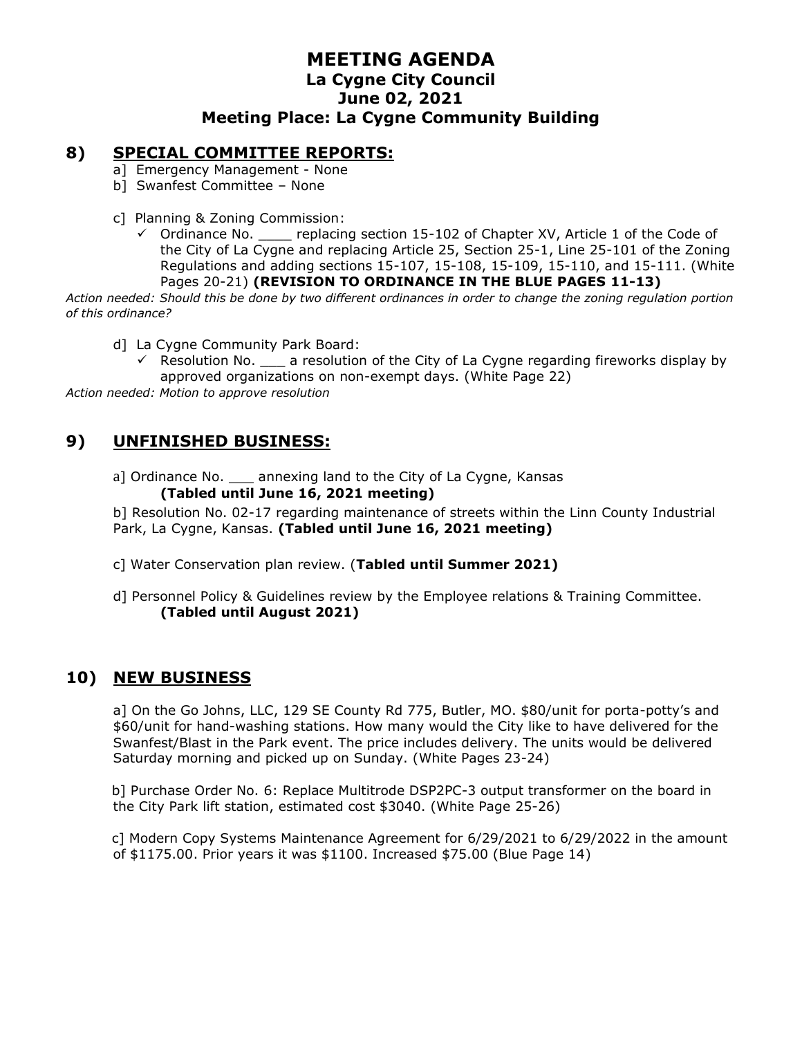# MEETING AGENDA
## La Cygne City Council
## June 02, 2021
## Meeting Place: La Cygne Community Building

## 8) SPECIAL COMMITTEE REPORTS:

a] Emergency Management - None

b] Swanfest Committee – None

c] Planning & Zoning Commission:

- ✓ Ordinance No. ____ replacing section 15-102 of Chapter XV, Article 1 of the Code of the City of La Cygne and replacing Article 25, Section 25-1, Line 25-101 of the Zoning Regulations and adding sections 15-107, 15-108, 15-109, 15-110, and 15-111. (White Pages 20-21) **(REVISION TO ORDINANCE IN THE BLUE PAGES 11-13)**

*Action needed: Should this be done by two different ordinances in order to change the zoning regulation portion of this ordinance?*

d] La Cygne Community Park Board:

- ✓ Resolution No. ___ a resolution of the City of La Cygne regarding fireworks display by approved organizations on non-exempt days. (White Page 22)

*Action needed: Motion to approve resolution*

## 9) UNFINISHED BUSINESS:

a] Ordinance No. ___ annexing land to the City of La Cygne, Kansas **(Tabled until June 16, 2021 meeting)**

b] Resolution No. 02-17 regarding maintenance of streets within the Linn County Industrial Park, La Cygne, Kansas. **(Tabled until June 16, 2021 meeting)**

c] Water Conservation plan review. (**Tabled until Summer 2021)**

d] Personnel Policy & Guidelines review by the Employee relations & Training Committee. **(Tabled until August 2021)**

## 10) NEW BUSINESS

a] On the Go Johns, LLC, 129 SE County Rd 775, Butler, MO. $80/unit for porta-potty's and $60/unit for hand-washing stations. How many would the City like to have delivered for the Swanfest/Blast in the Park event. The price includes delivery. The units would be delivered Saturday morning and picked up on Sunday. (White Pages 23-24)

b] Purchase Order No. 6: Replace Multitrode DSP2PC-3 output transformer on the board in the City Park lift station, estimated cost $3040. (White Page 25-26)

c] Modern Copy Systems Maintenance Agreement for 6/29/2021 to 6/29/2022 in the amount of $1175.00. Prior years it was $1100. Increased $75.00 (Blue Page 14)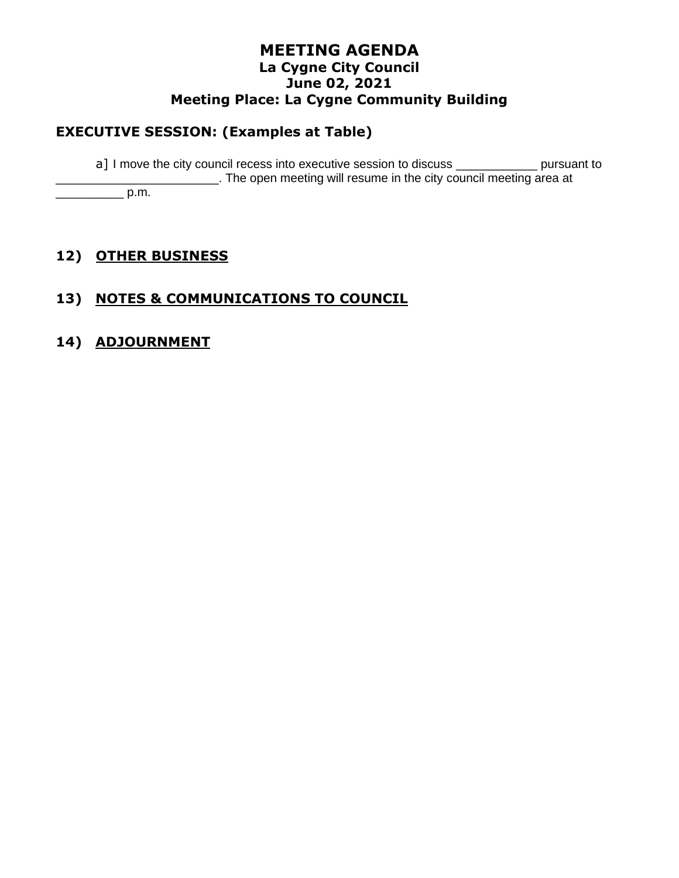# MEETING AGENDA
## La Cygne City Council
## June 02, 2021
## Meeting Place: La Cygne Community Building

### EXECUTIVE SESSION: (Examples at Table)

a] I move the city council recess into executive session to discuss ____________ pursuant to ________________________. The open meeting will resume in the city council meeting area at __________ p.m.

### 12) OTHER BUSINESS

### 13) NOTES & COMMUNICATIONS TO COUNCIL

### 14) ADJOURNMENT